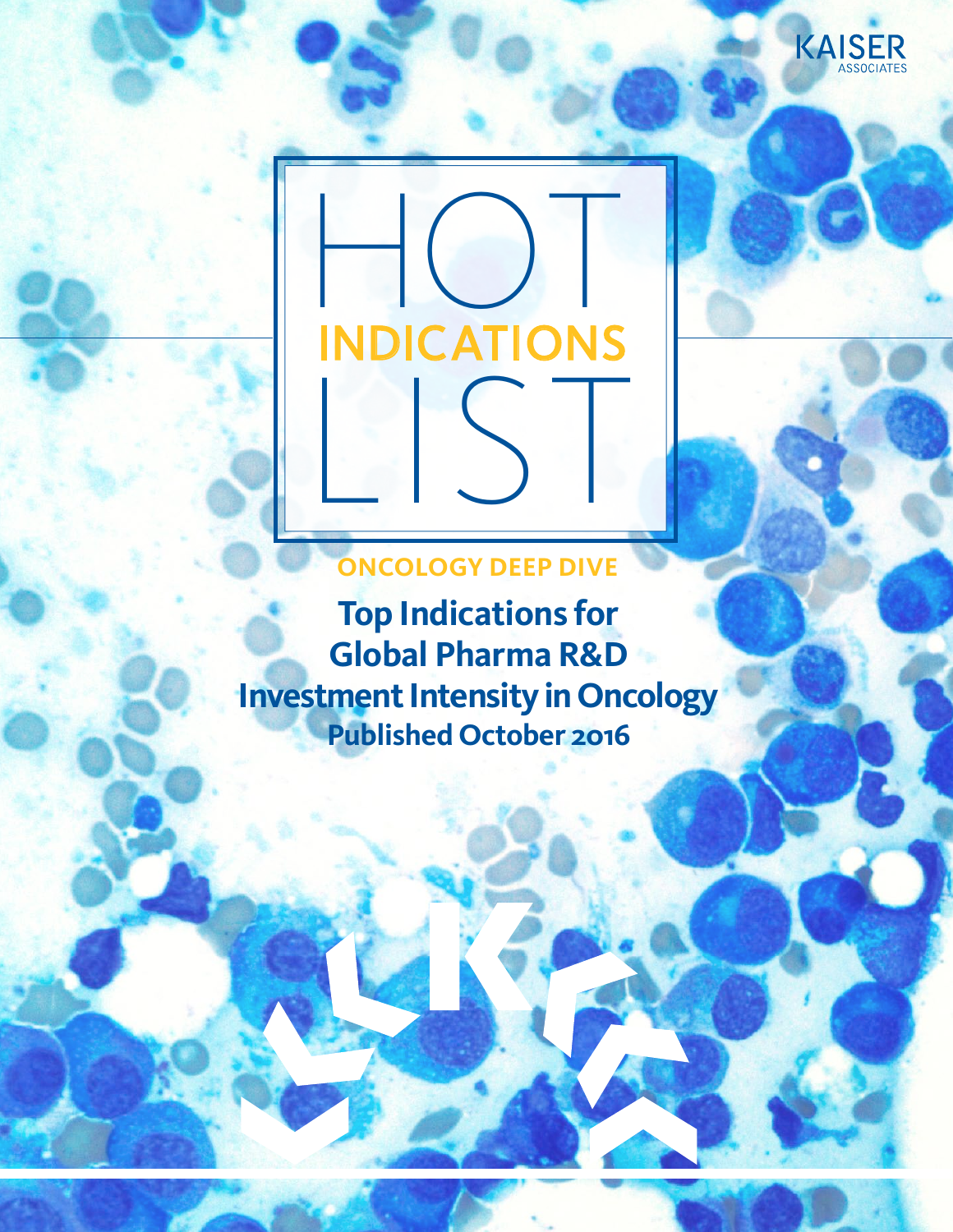KAISER ASSOCIATES

# HOT INDICATIONS LIST

## ONCOLOGY DEEP DIVE

## Top Indications for Global Pharma R&D Investment Intensity in Oncology

**Published October 2016**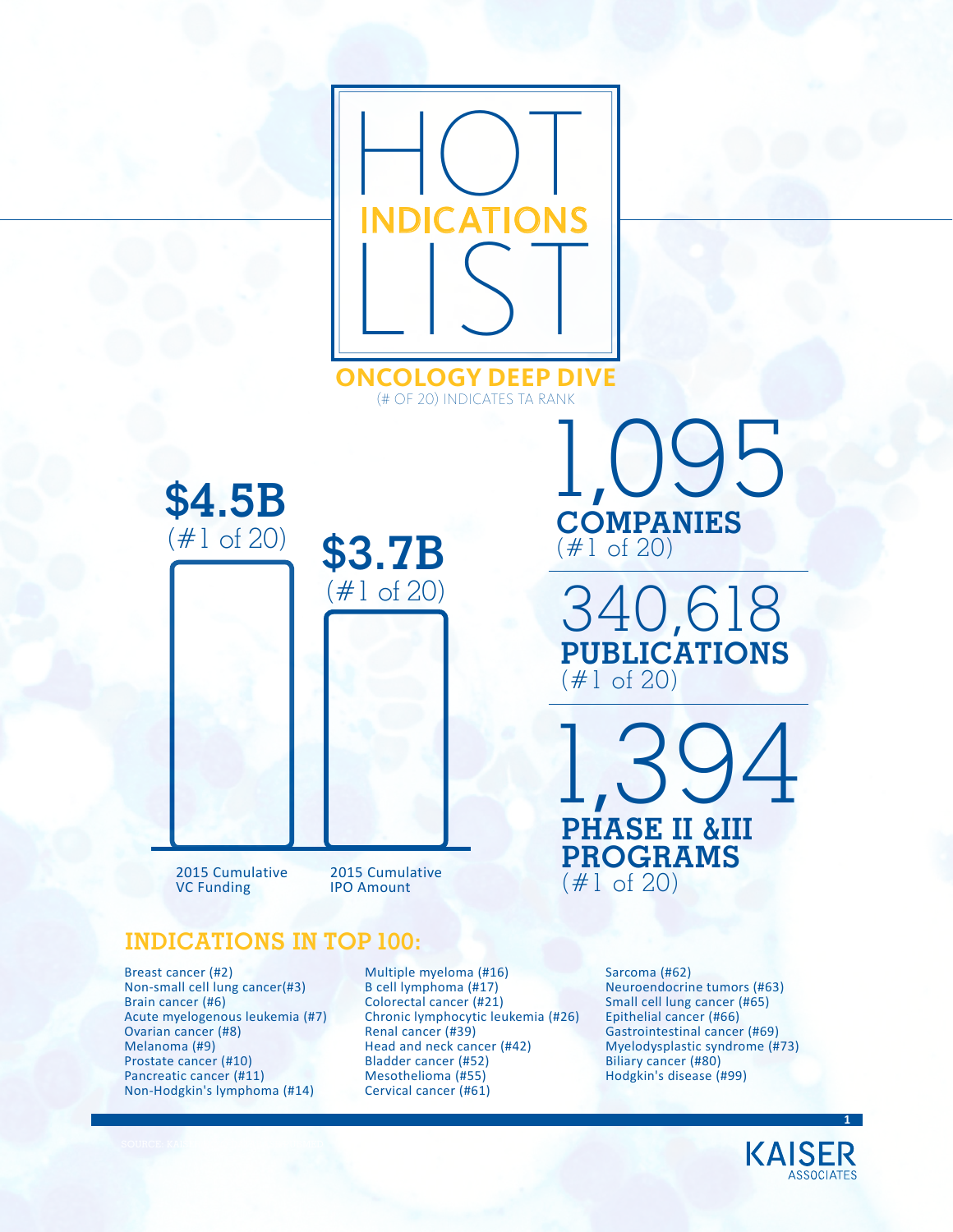# HOT INDICATIONS LIST

## ONCOLOGY DEEP DIVE

(# OF 20) INDICATES TA RANK

**$4.5B**
(#1 of 20)
2015 Cumulative VC Funding

**$3.7B**
(#1 of 20)
2015 Cumulative IPO Amount

**1,095**
**COMPANIES**
(#1 of 20)

**340,618**
**PUBLICATIONS**
(#1 of 20)

**1,394**
**PHASE II &III PROGRAMS**
(#1 of 20)

## INDICATIONS IN TOP 100:

- Breast cancer (#2)
- Non-small cell lung cancer(#3)
- Brain cancer (#6)
- Acute myelogenous leukemia (#7)
- Ovarian cancer (#8)
- Melanoma (#9)
- Prostate cancer (#10)
- Pancreatic cancer (#11)
- Non-Hodgkin's lymphoma (#14)
- Multiple myeloma (#16)
- B cell lymphoma (#17)
- Colorectal cancer (#21)
- Chronic lymphocytic leukemia (#26)
- Renal cancer (#39)
- Head and neck cancer (#42)
- Bladder cancer (#52)
- Mesothelioma (#55)
- Cervical cancer (#61)
- Sarcoma (#62)
- Neuroendocrine tumors (#63)
- Small cell lung cancer (#65)
- Epithelial cancer (#66)
- Gastrointestinal cancer (#69)
- Myelodysplastic syndrome (#73)
- Biliary cancer (#80)
- Hodgkin's disease (#99)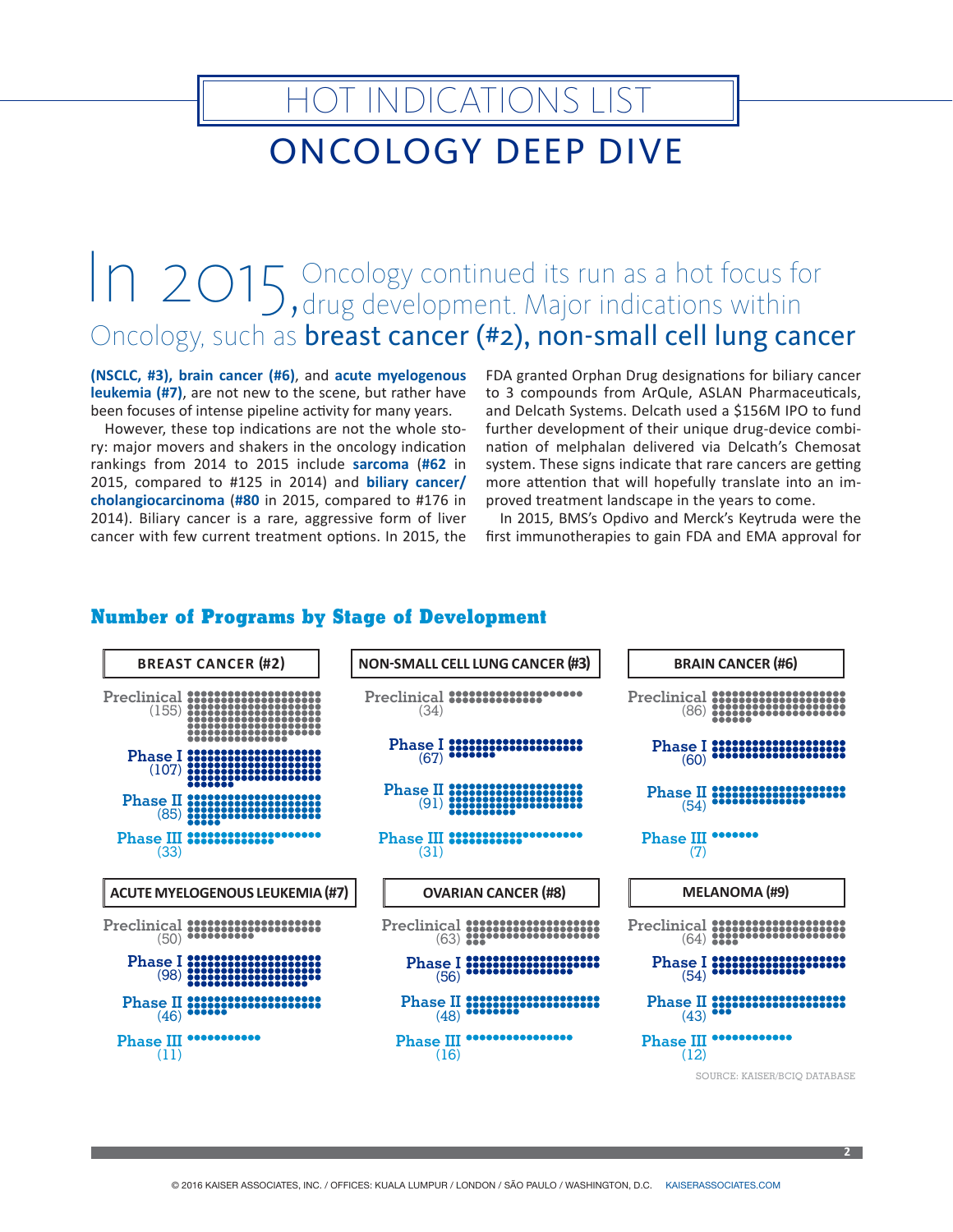# HOT INDICATIONS LIST

## ONCOLOGY DEEP DIVE

In 2015, Oncology continued its run as a hot focus for drug development. Major indications within Oncology, such as **breast cancer (#2), non-small cell lung cancer (NSCLC, #3), brain cancer (#6)**, and **acute myelogenous leukemia (#7)**, are not new to the scene, but rather have been focuses of intense pipeline activity for many years.

However, these top indications are not the whole story: major movers and shakers in the oncology indication rankings from 2014 to 2015 include **sarcoma** (**#62** in 2015, compared to #125 in 2014) and **biliary cancer/cholangiocarcinoma** (**#80** in 2015, compared to #176 in 2014). Biliary cancer is a rare, aggressive form of liver cancer with few current treatment options. In 2015, the FDA granted Orphan Drug designations for biliary cancer to 3 compounds from ArQule, ASLAN Pharmaceuticals, and Delcath Systems. Delcath used a $156M IPO to fund further development of their unique drug-device combination of melphalan delivered via Delcath's Chemosat system. These signs indicate that rare cancers are getting more attention that will hopefully translate into an improved treatment landscape in the years to come.

In 2015, BMS's Opdivo and Merck's Keytruda were the first immunotherapies to gain FDA and EMA approval for

### Number of Programs by Stage of Development

| Indication | Preclinical | Phase I | Phase II | Phase III |
|---|---|---|---|---|
| BREAST CANCER (#2) | 155 | 107 | 85 | 33 |
| NON-SMALL CELL LUNG CANCER (#3) | 34 | 67 | 91 | 31 |
| BRAIN CANCER (#6) | 86 | 60 | 54 | 7 |
| ACUTE MYELOGENOUS LEUKEMIA (#7) | 50 | 98 | 46 | 11 |
| OVARIAN CANCER (#8) | 63 | 56 | 48 | 16 |
| MELANOMA (#9) | 64 | 54 | 43 | 12 |

SOURCE: KAISER/BCIQ DATABASE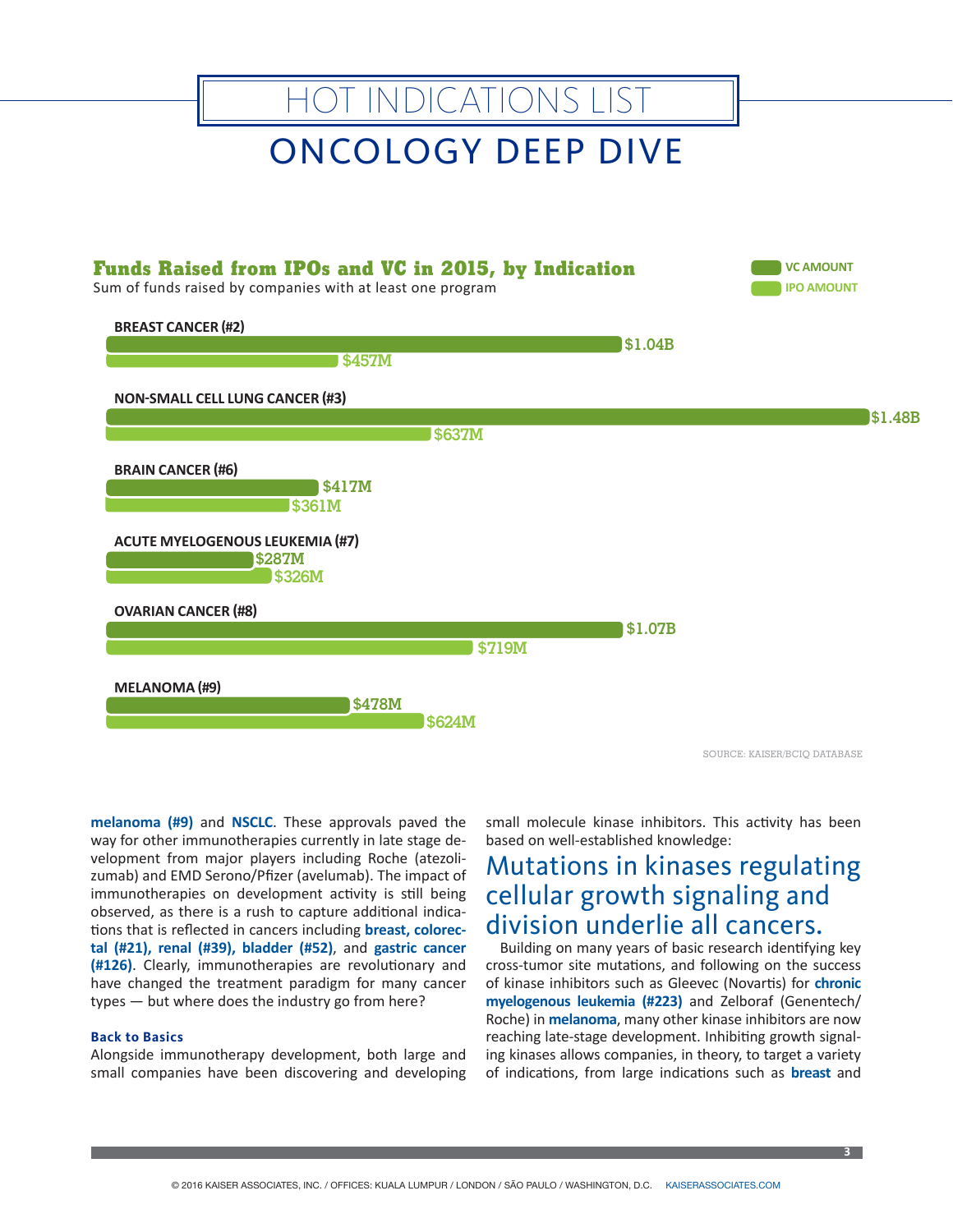# HOT INDICATIONS LIST

## ONCOLOGY DEEP DIVE

### Funds Raised from IPOs and VC in 2015, by Indication

Sum of funds raised by companies with at least one program

| Indication | VC Amount | IPO Amount |
|---|---|---|
| BREAST CANCER (#2) | $1.04B | $457M |
| NON-SMALL CELL LUNG CANCER (#3) | $1.48B | $637M |
| BRAIN CANCER (#6) | $417M | $361M |
| ACUTE MYELOGENOUS LEUKEMIA (#7) | $287M | $326M |
| OVARIAN CANCER (#8) | $1.07B | $719M |
| MELANOMA (#9) | $478M | $624M |

SOURCE: KAISER/BCIQ DATABASE

**melanoma (#9)** and **NSCLC**. These approvals paved the way for other immunotherapies currently in late stage development from major players including Roche (atezolizumab) and EMD Serono/Pfizer (avelumab). The impact of immunotherapies on development activity is still being observed, as there is a rush to capture additional indications that is reflected in cancers including **breast, colorectal (#21), renal (#39), bladder (#52)**, and **gastric cancer (#126)**. Clearly, immunotherapies are revolutionary and have changed the treatment paradigm for many cancer types — but where does the industry go from here?

### Back to Basics

Alongside immunotherapy development, both large and small companies have been discovering and developing small molecule kinase inhibitors. This activity has been based on well-established knowledge:

> Mutations in kinases regulating cellular growth signaling and division underlie all cancers.

Building on many years of basic research identifying key cross-tumor site mutations, and following on the success of kinase inhibitors such as Gleevec (Novartis) for **chronic myelogenous leukemia (#223)** and Zelboraf (Genentech/Roche) in **melanoma**, many other kinase inhibitors are now reaching late-stage development. Inhibiting growth signaling kinases allows companies, in theory, to target a variety of indications, from large indications such as **breast** and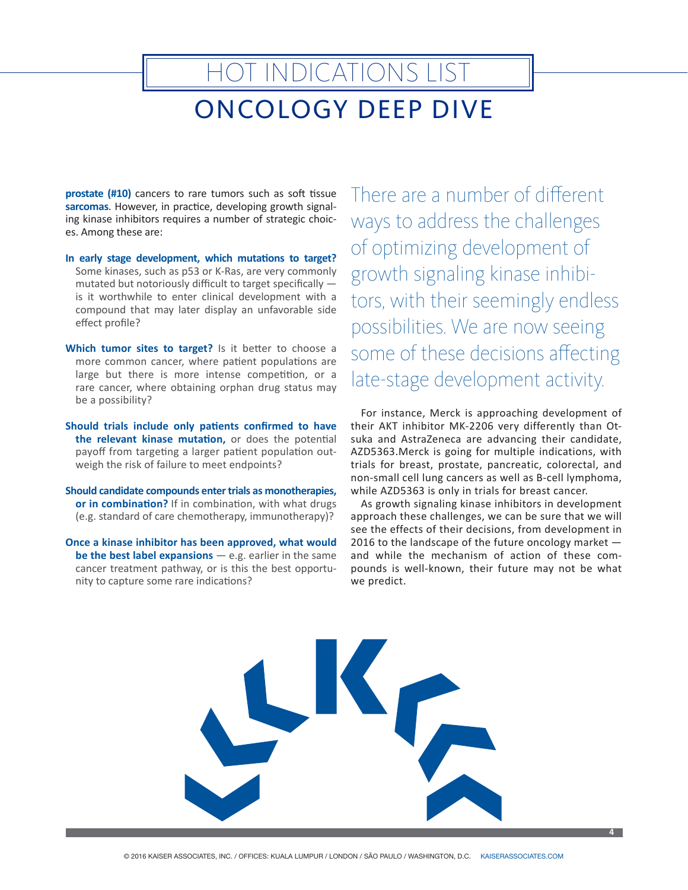# HOT INDICATIONS LIST

## ONCOLOGY DEEP DIVE

**prostate (#10)** cancers to rare tumors such as soft tissue **sarcomas**. However, in practice, developing growth signaling kinase inhibitors requires a number of strategic choices. Among these are:

**In early stage development, which mutations to target?** Some kinases, such as p53 or K-Ras, are very commonly mutated but notoriously difficult to target specifically — is it worthwhile to enter clinical development with a compound that may later display an unfavorable side effect profile?

**Which tumor sites to target?** Is it better to choose a more common cancer, where patient populations are large but there is more intense competition, or a rare cancer, where obtaining orphan drug status may be a possibility?

**Should trials include only patients confirmed to have the relevant kinase mutation,** or does the potential payoff from targeting a larger patient population outweigh the risk of failure to meet endpoints?

**Should candidate compounds enter trials as monotherapies, or in combination?** If in combination, with what drugs (e.g. standard of care chemotherapy, immunotherapy)?

**Once a kinase inhibitor has been approved, what would be the best label expansions** — e.g. earlier in the same cancer treatment pathway, or is this the best opportunity to capture some rare indications?

There are a number of different ways to address the challenges of optimizing development of growth signaling kinase inhibitors, with their seemingly endless possibilities. We are now seeing some of these decisions affecting late-stage development activity.

For instance, Merck is approaching development of their AKT inhibitor MK-2206 very differently than Otsuka and AstraZeneca are advancing their candidate, AZD5363.Merck is going for multiple indications, with trials for breast, prostate, pancreatic, colorectal, and non-small cell lung cancers as well as B-cell lymphoma, while AZD5363 is only in trials for breast cancer.

As growth signaling kinase inhibitors in development approach these challenges, we can be sure that we will see the effects of their decisions, from development in 2016 to the landscape of the future oncology market — and while the mechanism of action of these compounds is well-known, their future may not be what we predict.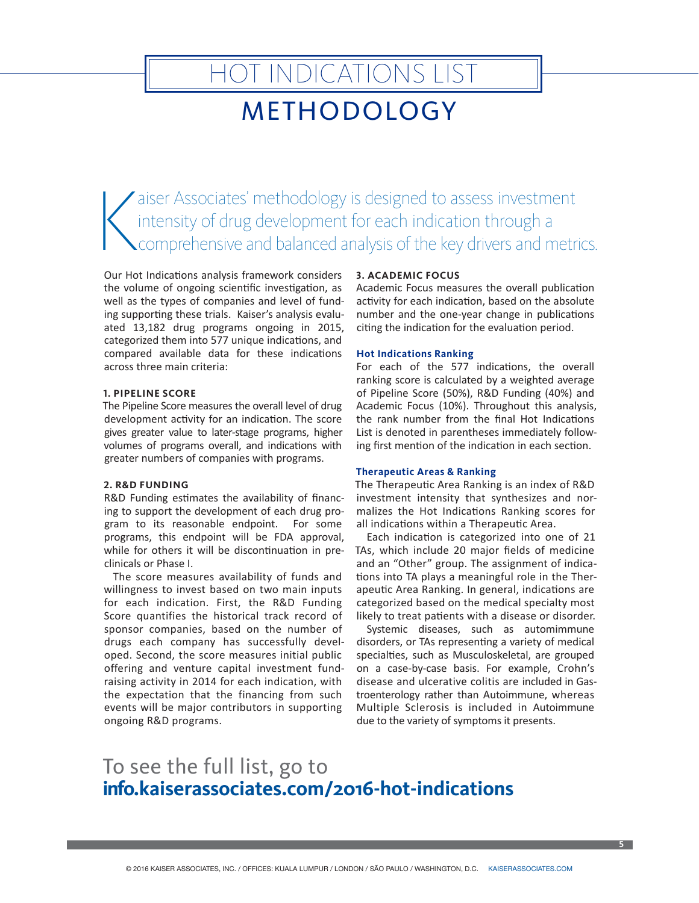# HOT INDICATIONS LIST

# METHODOLOGY

Kaiser Associates' methodology is designed to assess investment intensity of drug development for each indication through a comprehensive and balanced analysis of the key drivers and metrics.

Our Hot Indications analysis framework considers the volume of ongoing scientific investigation, as well as the types of companies and level of funding supporting these trials. Kaiser's analysis evaluated 13,182 drug programs ongoing in 2015, categorized them into 577 unique indications, and compared available data for these indications across three main criteria:

### 1. PIPELINE SCORE

The Pipeline Score measures the overall level of drug development activity for an indication. The score gives greater value to later-stage programs, higher volumes of programs overall, and indications with greater numbers of companies with programs.

### 2. R&D FUNDING

R&D Funding estimates the availability of financing to support the development of each drug program to its reasonable endpoint. For some programs, this endpoint will be FDA approval, while for others it will be discontinuation in preclinicals or Phase I.

The score measures availability of funds and willingness to invest based on two main inputs for each indication. First, the R&D Funding Score quantifies the historical track record of sponsor companies, based on the number of drugs each company has successfully developed. Second, the score measures initial public offering and venture capital investment fundraising activity in 2014 for each indication, with the expectation that the financing from such events will be major contributors in supporting ongoing R&D programs.

### 3. ACADEMIC FOCUS

Academic Focus measures the overall publication activity for each indication, based on the absolute number and the one-year change in publications citing the indication for the evaluation period.

### Hot Indications Ranking

For each of the 577 indications, the overall ranking score is calculated by a weighted average of Pipeline Score (50%), R&D Funding (40%) and Academic Focus (10%). Throughout this analysis, the rank number from the final Hot Indications List is denoted in parentheses immediately following first mention of the indication in each section.

### Therapeutic Areas & Ranking

The Therapeutic Area Ranking is an index of R&D investment intensity that synthesizes and normalizes the Hot Indications Ranking scores for all indications within a Therapeutic Area.

Each indication is categorized into one of 21 TAs, which include 20 major fields of medicine and an "Other" group. The assignment of indications into TA plays a meaningful role in the Therapeutic Area Ranking. In general, indications are categorized based on the medical specialty most likely to treat patients with a disease or disorder.

Systemic diseases, such as automimmune disorders, or TAs representing a variety of medical specialties, such as Musculoskeletal, are grouped on a case-by-case basis. For example, Crohn's disease and ulcerative colitis are included in Gastroenterology rather than Autoimmune, whereas Multiple Sclerosis is included in Autoimmune due to the variety of symptoms it presents.

To see the full list, go to
**info.kaiserassociates.com/2016-hot-indications**

© 2016 KAISER ASSOCIATES, INC. / OFFICES: KUALA LUMPUR / LONDON / SÃO PAULO / WASHINGTON, D.C. KAISERASSOCIATES.COM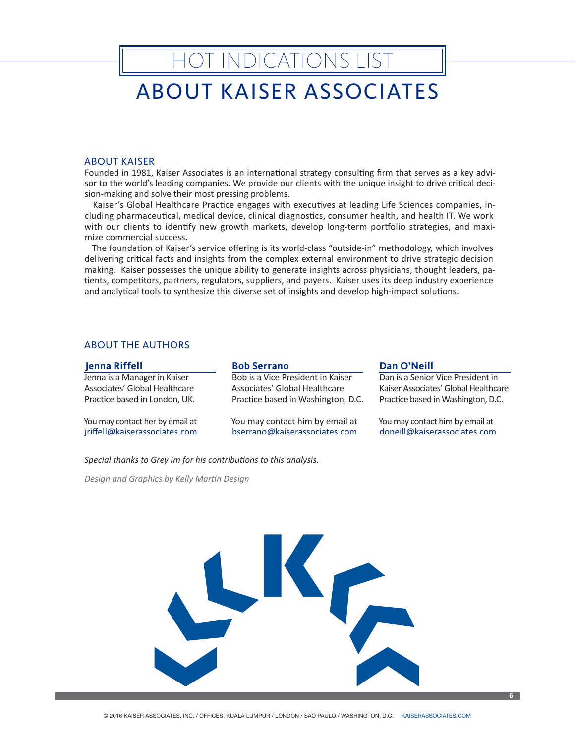# HOT INDICATIONS LIST

# ABOUT KAISER ASSOCIATES

## ABOUT KAISER

Founded in 1981, Kaiser Associates is an international strategy consulting firm that serves as a key advisor to the world's leading companies. We provide our clients with the unique insight to drive critical decision-making and solve their most pressing problems.

Kaiser's Global Healthcare Practice engages with executives at leading Life Sciences companies, including pharmaceutical, medical device, clinical diagnostics, consumer health, and health IT. We work with our clients to identify new growth markets, develop long-term portfolio strategies, and maximize commercial success.

The foundation of Kaiser's service offering is its world-class "outside-in" methodology, which involves delivering critical facts and insights from the complex external environment to drive strategic decision making. Kaiser possesses the unique ability to generate insights across physicians, thought leaders, patients, competitors, partners, regulators, suppliers, and payers. Kaiser uses its deep industry experience and analytical tools to synthesize this diverse set of insights and develop high-impact solutions.

## ABOUT THE AUTHORS

### Jenna Riffell

Jenna is a Manager in Kaiser Associates' Global Healthcare Practice based in London, UK.

You may contact her by email at jriffell@kaiserassociates.com

### Bob Serrano

Bob is a Vice President in Kaiser Associates' Global Healthcare Practice based in Washington, D.C.

You may contact him by email at bserrano@kaiserassociates.com

### Dan O'Neill

Dan is a Senior Vice President in Kaiser Associates' Global Healthcare Practice based in Washington, D.C.

You may contact him by email at doneill@kaiserassociates.com

*Special thanks to Grey Im for his contributions to this analysis.*

*Design and Graphics by Kelly Martin Design*

© 2016 KAISER ASSOCIATES, INC. / OFFICES: KUALA LUMPUR / LONDON / SÃO PAULO / WASHINGTON, D.C. KAISERASSOCIATES.COM